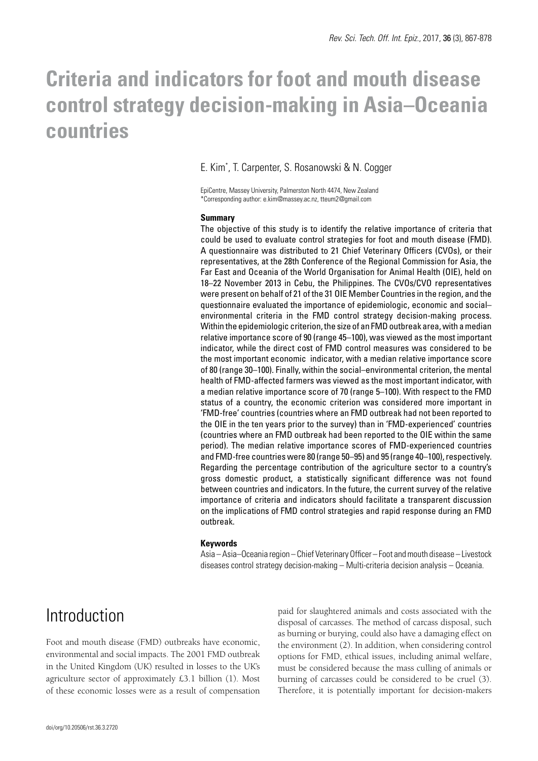# Criteria and indicators for foot and mouth disease control strategy decision-making in Asia–Oceania countries

E. Kim*, T. Carpenter, S. Rosanowski & N. Cogger

EpiCentre, Massey University, Palmerston North 4474, New Zealand
*Corresponding author: e.kim@massey.ac.nz, tteum2@gmail.com

## Summary

The objective of this study is to identify the relative importance of criteria that could be used to evaluate control strategies for foot and mouth disease (FMD). A questionnaire was distributed to 21 Chief Veterinary Officers (CVOs), or their representatives, at the 28th Conference of the Regional Commission for Asia, the Far East and Oceania of the World Organisation for Animal Health (OIE), held on 18–22 November 2013 in Cebu, the Philippines. The CVOs/CVO representatives were present on behalf of 21 of the 31 OIE Member Countries in the region, and the questionnaire evaluated the importance of epidemiologic, economic and social–environmental criteria in the FMD control strategy decision-making process. Within the epidemiologic criterion, the size of an FMD outbreak area, with a median relative importance score of 90 (range 45–100), was viewed as the most important indicator, while the direct cost of FMD control measures was considered to be the most important economic indicator, with a median relative importance score of 80 (range 30–100). Finally, within the social–environmental criterion, the mental health of FMD-affected farmers was viewed as the most important indicator, with a median relative importance score of 70 (range 5–100). With respect to the FMD status of a country, the economic criterion was considered more important in 'FMD-free' countries (countries where an FMD outbreak had not been reported to the OIE in the ten years prior to the survey) than in 'FMD-experienced' countries (countries where an FMD outbreak had been reported to the OIE within the same period). The median relative importance scores of FMD-experienced countries and FMD-free countries were 80 (range 50–95) and 95 (range 40–100), respectively. Regarding the percentage contribution of the agriculture sector to a country's gross domestic product, a statistically significant difference was not found between countries and indicators. In the future, the current survey of the relative importance of criteria and indicators should facilitate a transparent discussion on the implications of FMD control strategies and rapid response during an FMD outbreak.

## Keywords

Asia – Asia–Oceania region – Chief Veterinary Officer – Foot and mouth disease – Livestock diseases control strategy decision-making – Multi-criteria decision analysis – Oceania.

# Introduction

Foot and mouth disease (FMD) outbreaks have economic, environmental and social impacts. The 2001 FMD outbreak in the United Kingdom (UK) resulted in losses to the UK's agriculture sector of approximately £3.1 billion (1). Most of these economic losses were as a result of compensation paid for slaughtered animals and costs associated with the disposal of carcasses. The method of carcass disposal, such as burning or burying, could also have a damaging effect on the environment (2). In addition, when considering control options for FMD, ethical issues, including animal welfare, must be considered because the mass culling of animals or burning of carcasses could be considered to be cruel (3). Therefore, it is potentially important for decision-makers

doi/org/10.20506/rst.36.3.2720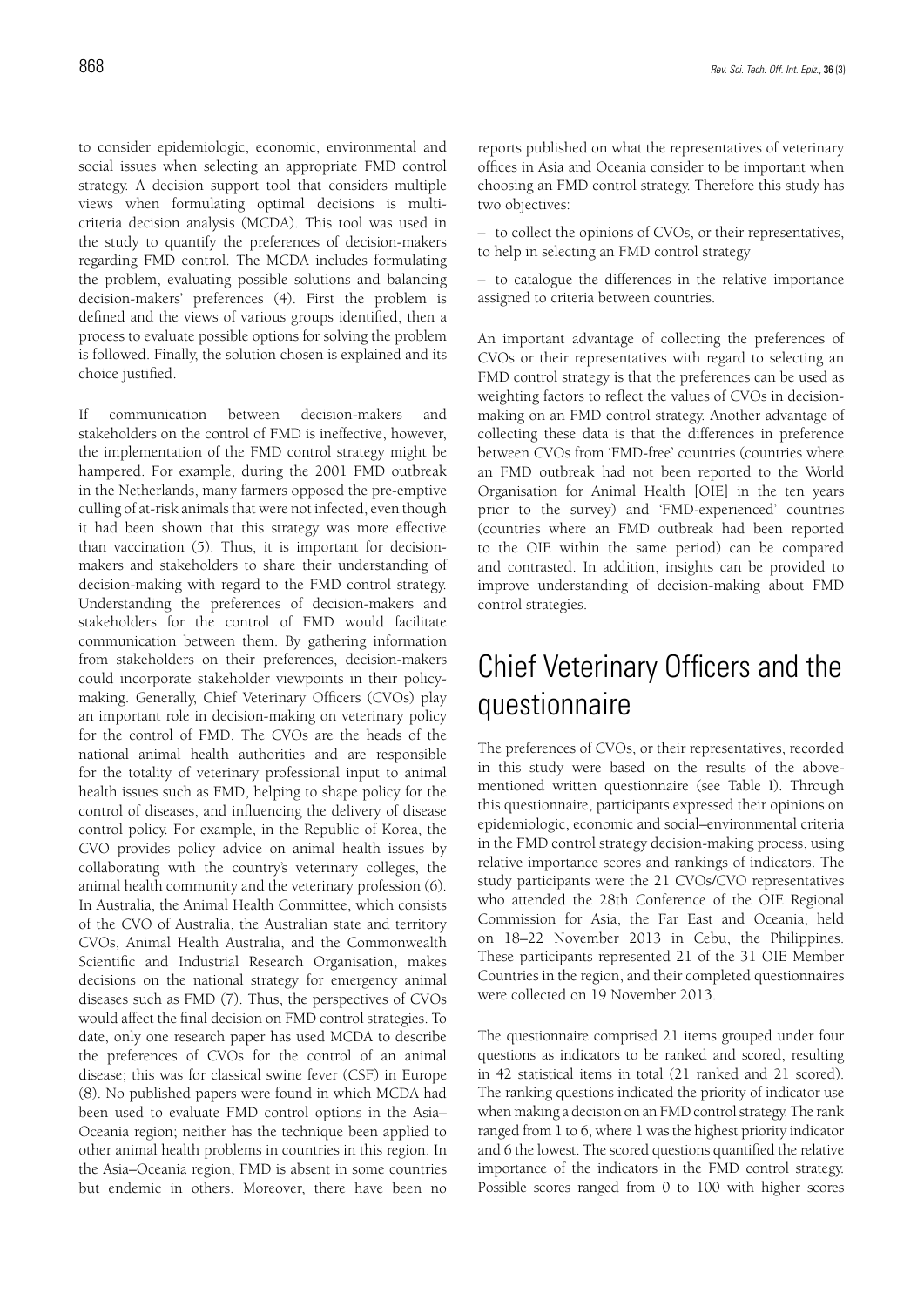to consider epidemiologic, economic, environmental and social issues when selecting an appropriate FMD control strategy. A decision support tool that considers multiple views when formulating optimal decisions is multi-criteria decision analysis (MCDA). This tool was used in the study to quantify the preferences of decision-makers regarding FMD control. The MCDA includes formulating the problem, evaluating possible solutions and balancing decision-makers' preferences (4). First the problem is defined and the views of various groups identified, then a process to evaluate possible options for solving the problem is followed. Finally, the solution chosen is explained and its choice justified.

If communication between decision-makers and stakeholders on the control of FMD is ineffective, however, the implementation of the FMD control strategy might be hampered. For example, during the 2001 FMD outbreak in the Netherlands, many farmers opposed the pre-emptive culling of at-risk animals that were not infected, even though it had been shown that this strategy was more effective than vaccination (5). Thus, it is important for decision-makers and stakeholders to share their understanding of decision-making with regard to the FMD control strategy. Understanding the preferences of decision-makers and stakeholders for the control of FMD would facilitate communication between them. By gathering information from stakeholders on their preferences, decision-makers could incorporate stakeholder viewpoints in their policy-making. Generally, Chief Veterinary Officers (CVOs) play an important role in decision-making on veterinary policy for the control of FMD. The CVOs are the heads of the national animal health authorities and are responsible for the totality of veterinary professional input to animal health issues such as FMD, helping to shape policy for the control of diseases, and influencing the delivery of disease control policy. For example, in the Republic of Korea, the CVO provides policy advice on animal health issues by collaborating with the country's veterinary colleges, the animal health community and the veterinary profession (6). In Australia, the Animal Health Committee, which consists of the CVO of Australia, the Australian state and territory CVOs, Animal Health Australia, and the Commonwealth Scientific and Industrial Research Organisation, makes decisions on the national strategy for emergency animal diseases such as FMD (7). Thus, the perspectives of CVOs would affect the final decision on FMD control strategies. To date, only one research paper has used MCDA to describe the preferences of CVOs for the control of an animal disease; this was for classical swine fever (CSF) in Europe (8). No published papers were found in which MCDA had been used to evaluate FMD control options in the Asia–Oceania region; neither has the technique been applied to other animal health problems in countries in this region. In the Asia–Oceania region, FMD is absent in some countries but endemic in others. Moreover, there have been no reports published on what the representatives of veterinary offices in Asia and Oceania consider to be important when choosing an FMD control strategy. Therefore this study has two objectives:

– to collect the opinions of CVOs, or their representatives, to help in selecting an FMD control strategy

– to catalogue the differences in the relative importance assigned to criteria between countries.

An important advantage of collecting the preferences of CVOs or their representatives with regard to selecting an FMD control strategy is that the preferences can be used as weighting factors to reflect the values of CVOs in decision-making on an FMD control strategy. Another advantage of collecting these data is that the differences in preference between CVOs from 'FMD-free' countries (countries where an FMD outbreak had not been reported to the World Organisation for Animal Health [OIE] in the ten years prior to the survey) and 'FMD-experienced' countries (countries where an FMD outbreak had been reported to the OIE within the same period) can be compared and contrasted. In addition, insights can be provided to improve understanding of decision-making about FMD control strategies.

# Chief Veterinary Officers and the questionnaire

The preferences of CVOs, or their representatives, recorded in this study were based on the results of the above-mentioned written questionnaire (see Table I). Through this questionnaire, participants expressed their opinions on epidemiologic, economic and social–environmental criteria in the FMD control strategy decision-making process, using relative importance scores and rankings of indicators. The study participants were the 21 CVOs/CVO representatives who attended the 28th Conference of the OIE Regional Commission for Asia, the Far East and Oceania, held on 18–22 November 2013 in Cebu, the Philippines. These participants represented 21 of the 31 OIE Member Countries in the region, and their completed questionnaires were collected on 19 November 2013.

The questionnaire comprised 21 items grouped under four questions as indicators to be ranked and scored, resulting in 42 statistical items in total (21 ranked and 21 scored). The ranking questions indicated the priority of indicator use when making a decision on an FMD control strategy. The rank ranged from 1 to 6, where 1 was the highest priority indicator and 6 the lowest. The scored questions quantified the relative importance of the indicators in the FMD control strategy. Possible scores ranged from 0 to 100 with higher scores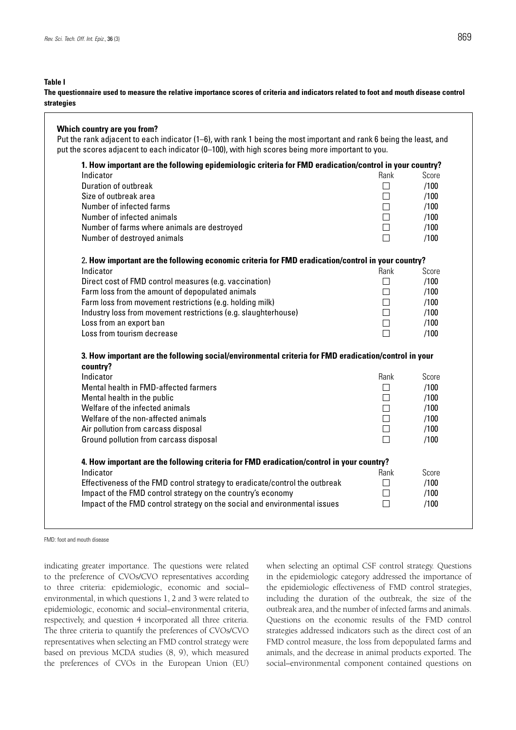**Table I**

**The questionnaire used to measure the relative importance scores of criteria and indicators related to foot and mouth disease control strategies**

**Which country are you from?**

Put the rank adjacent to each indicator (1–6), with rank 1 being the most important and rank 6 being the least, and put the scores adjacent to each indicator (0–100), with high scores being more important to you.

**1. How important are the following epidemiologic criteria for FMD eradication/control in your country?**

| Indicator | Rank | Score |
|---|---|---|
| Duration of outbreak | ☐ | /100 |
| Size of outbreak area | ☐ | /100 |
| Number of infected farms | ☐ | /100 |
| Number of infected animals | ☐ | /100 |
| Number of farms where animals are destroyed | ☐ | /100 |
| Number of destroyed animals | ☐ | /100 |

2. **How important are the following economic criteria for FMD eradication/control in your country?**

| Indicator | Rank | Score |
|---|---|---|
| Direct cost of FMD control measures (e.g. vaccination) | ☐ | /100 |
| Farm loss from the amount of depopulated animals | ☐ | /100 |
| Farm loss from movement restrictions (e.g. holding milk) | ☐ | /100 |
| Industry loss from movement restrictions (e.g. slaughterhouse) | ☐ | /100 |
| Loss from an export ban | ☐ | /100 |
| Loss from tourism decrease | ☐ | /100 |

**3. How important are the following social/environmental criteria for FMD eradication/control in your country?**

| Indicator | Rank | Score |
|---|---|---|
| Mental health in FMD-affected farmers | ☐ | /100 |
| Mental health in the public | ☐ | /100 |
| Welfare of the infected animals | ☐ | /100 |
| Welfare of the non-affected animals | ☐ | /100 |
| Air pollution from carcass disposal | ☐ | /100 |
| Ground pollution from carcass disposal | ☐ | /100 |

**4. How important are the following criteria for FMD eradication/control in your country?**

| Indicator | Rank | Score |
|---|---|---|
| Effectiveness of the FMD control strategy to eradicate/control the outbreak | ☐ | /100 |
| Impact of the FMD control strategy on the country's economy | ☐ | /100 |
| Impact of the FMD control strategy on the social and environmental issues | ☐ | /100 |

FMD: foot and mouth disease

indicating greater importance. The questions were related to the preference of CVOs/CVO representatives according to three criteria: epidemiologic, economic and social–environmental, in which questions 1, 2 and 3 were related to epidemiologic, economic and social–environmental criteria, respectively, and question 4 incorporated all three criteria. The three criteria to quantify the preferences of CVOs/CVO representatives when selecting an FMD control strategy were based on previous MCDA studies (8, 9), which measured the preferences of CVOs in the European Union (EU) when selecting an optimal CSF control strategy. Questions in the epidemiologic category addressed the importance of the epidemiologic effectiveness of FMD control strategies, including the duration of the outbreak, the size of the outbreak area, and the number of infected farms and animals. Questions on the economic results of the FMD control strategies addressed indicators such as the direct cost of an FMD control measure, the loss from depopulated farms and animals, and the decrease in animal products exported. The social–environmental component contained questions on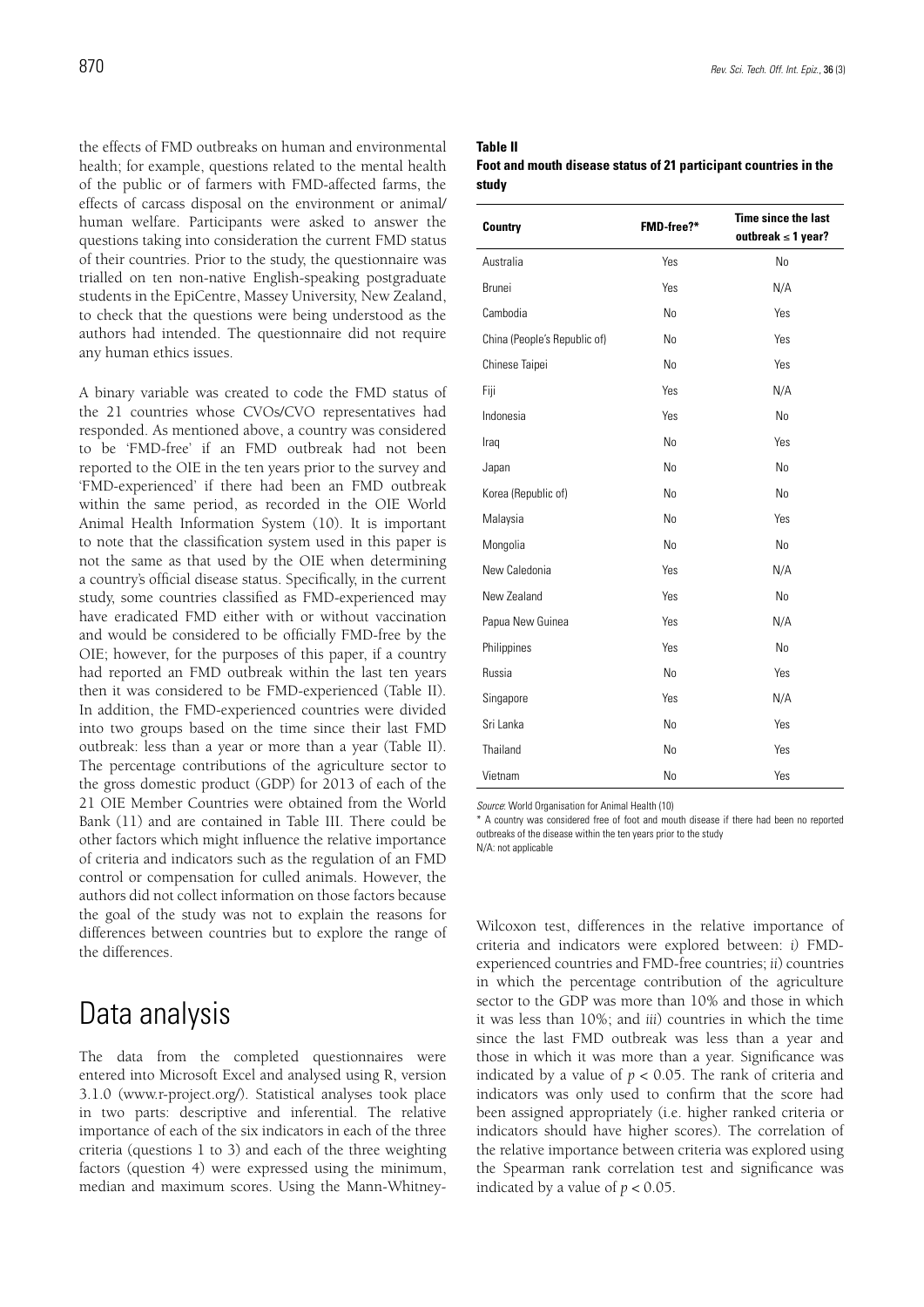the effects of FMD outbreaks on human and environmental health; for example, questions related to the mental health of the public or of farmers with FMD-affected farms, the effects of carcass disposal on the environment or animal/human welfare. Participants were asked to answer the questions taking into consideration the current FMD status of their countries. Prior to the study, the questionnaire was trialled on ten non-native English-speaking postgraduate students in the EpiCentre, Massey University, New Zealand, to check that the questions were being understood as the authors had intended. The questionnaire did not require any human ethics issues.

A binary variable was created to code the FMD status of the 21 countries whose CVOs/CVO representatives had responded. As mentioned above, a country was considered to be 'FMD-free' if an FMD outbreak had not been reported to the OIE in the ten years prior to the survey and 'FMD-experienced' if there had been an FMD outbreak within the same period, as recorded in the OIE World Animal Health Information System (10). It is important to note that the classification system used in this paper is not the same as that used by the OIE when determining a country's official disease status. Specifically, in the current study, some countries classified as FMD-experienced may have eradicated FMD either with or without vaccination and would be considered to be officially FMD-free by the OIE; however, for the purposes of this paper, if a country had reported an FMD outbreak within the last ten years then it was considered to be FMD-experienced (Table II). In addition, the FMD-experienced countries were divided into two groups based on the time since their last FMD outbreak: less than a year or more than a year (Table II). The percentage contributions of the agriculture sector to the gross domestic product (GDP) for 2013 of each of the 21 OIE Member Countries were obtained from the World Bank (11) and are contained in Table III. There could be other factors which might influence the relative importance of criteria and indicators such as the regulation of an FMD control or compensation for culled animals. However, the authors did not collect information on those factors because the goal of the study was not to explain the reasons for differences between countries but to explore the range of the differences.

**Table II**
**Foot and mouth disease status of 21 participant countries in the study**

| Country | FMD-free?* | Time since the last outbreak ≤ 1 year? |
|---|---|---|
| Australia | Yes | No |
| Brunei | Yes | N/A |
| Cambodia | No | Yes |
| China (People's Republic of) | No | Yes |
| Chinese Taipei | No | Yes |
| Fiji | Yes | N/A |
| Indonesia | Yes | No |
| Iraq | No | Yes |
| Japan | No | No |
| Korea (Republic of) | No | No |
| Malaysia | No | Yes |
| Mongolia | No | No |
| New Caledonia | Yes | N/A |
| New Zealand | Yes | No |
| Papua New Guinea | Yes | N/A |
| Philippines | Yes | No |
| Russia | No | Yes |
| Singapore | Yes | N/A |
| Sri Lanka | No | Yes |
| Thailand | No | Yes |
| Vietnam | No | Yes |

*Source*: World Organisation for Animal Health (10)

\* A country was considered free of foot and mouth disease if there had been no reported outbreaks of the disease within the ten years prior to the study

N/A: not applicable

# Data analysis

The data from the completed questionnaires were entered into Microsoft Excel and analysed using R, version 3.1.0 (www.r-project.org/). Statistical analyses took place in two parts: descriptive and inferential. The relative importance of each of the six indicators in each of the three criteria (questions 1 to 3) and each of the three weighting factors (question 4) were expressed using the minimum, median and maximum scores. Using the Mann-Whitney-Wilcoxon test, differences in the relative importance of criteria and indicators were explored between: *i)* FMD-experienced countries and FMD-free countries; *ii*) countries in which the percentage contribution of the agriculture sector to the GDP was more than 10% and those in which it was less than 10%; and *iii*) countries in which the time since the last FMD outbreak was less than a year and those in which it was more than a year. Significance was indicated by a value of $p < 0.05$. The rank of criteria and indicators was only used to confirm that the score had been assigned appropriately (i.e. higher ranked criteria or indicators should have higher scores). The correlation of the relative importance between criteria was explored using the Spearman rank correlation test and significance was indicated by a value of $p < 0.05$.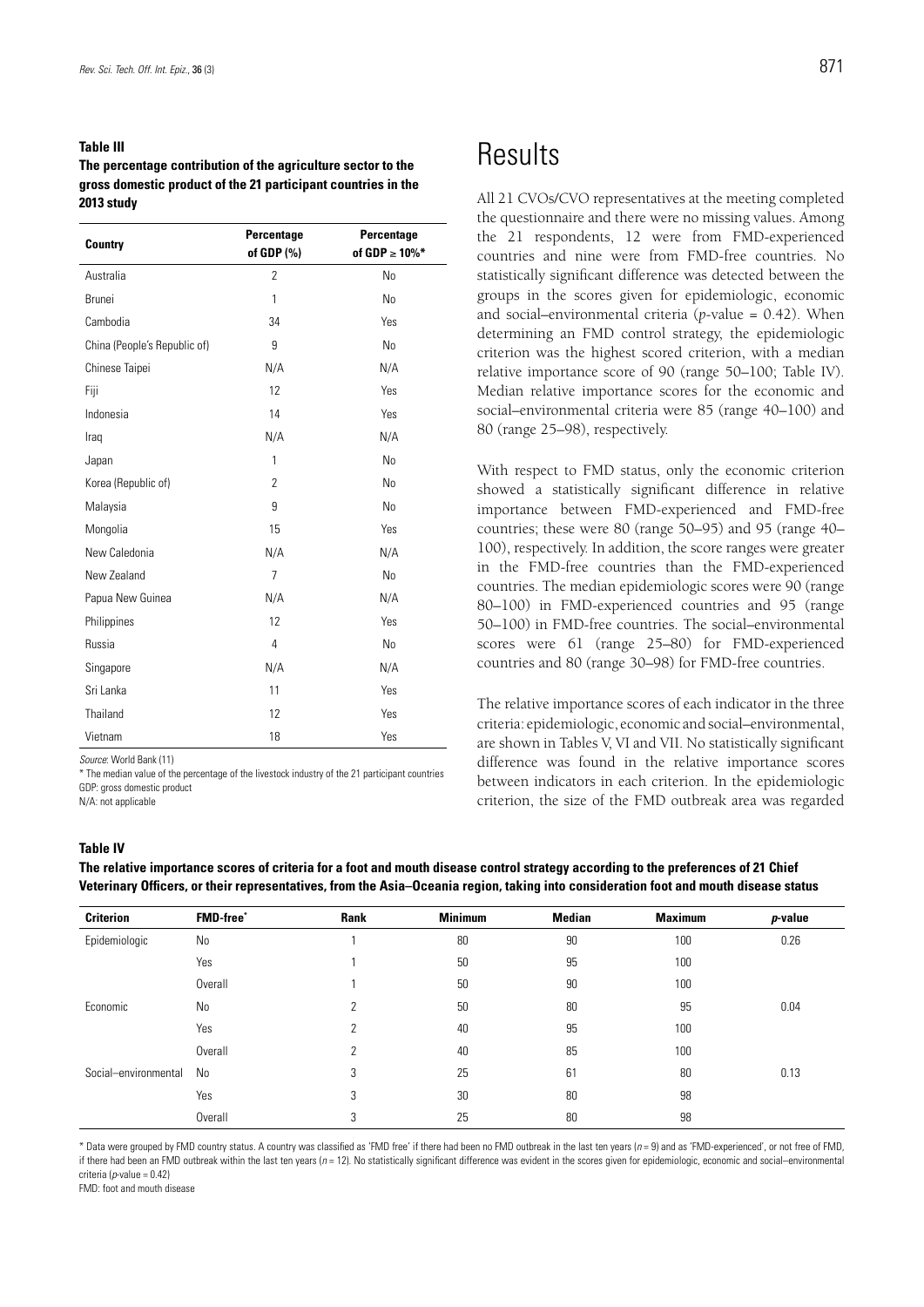**Table III**

**The percentage contribution of the agriculture sector to the gross domestic product of the 21 participant countries in the 2013 study**

| Country | Percentage of GDP (%) | Percentage of GDP ≥ 10%* |
|---|---|---|
| Australia | 2 | No |
| Brunei | 1 | No |
| Cambodia | 34 | Yes |
| China (People's Republic of) | 9 | No |
| Chinese Taipei | N/A | N/A |
| Fiji | 12 | Yes |
| Indonesia | 14 | Yes |
| Iraq | N/A | N/A |
| Japan | 1 | No |
| Korea (Republic of) | 2 | No |
| Malaysia | 9 | No |
| Mongolia | 15 | Yes |
| New Caledonia | N/A | N/A |
| New Zealand | 7 | No |
| Papua New Guinea | N/A | N/A |
| Philippines | 12 | Yes |
| Russia | 4 | No |
| Singapore | N/A | N/A |
| Sri Lanka | 11 | Yes |
| Thailand | 12 | Yes |
| Vietnam | 18 | Yes |

*Source*: World Bank (11)

\* The median value of the percentage of the livestock industry of the 21 participant countries

GDP: gross domestic product

N/A: not applicable

# Results

All 21 CVOs/CVO representatives at the meeting completed the questionnaire and there were no missing values. Among the 21 respondents, 12 were from FMD-experienced countries and nine were from FMD-free countries. No statistically significant difference was detected between the groups in the scores given for epidemiologic, economic and social–environmental criteria ($p$-value = 0.42). When determining an FMD control strategy, the epidemiologic criterion was the highest scored criterion, with a median relative importance score of 90 (range 50–100; Table IV). Median relative importance scores for the economic and social–environmental criteria were 85 (range 40–100) and 80 (range 25–98), respectively.

With respect to FMD status, only the economic criterion showed a statistically significant difference in relative importance between FMD-experienced and FMD-free countries; these were 80 (range 50–95) and 95 (range 40–100), respectively. In addition, the score ranges were greater in the FMD-free countries than the FMD-experienced countries. The median epidemiologic scores were 90 (range 80–100) in FMD-experienced countries and 95 (range 50–100) in FMD-free countries. The social–environmental scores were 61 (range 25–80) for FMD-experienced countries and 80 (range 30–98) for FMD-free countries.

The relative importance scores of each indicator in the three criteria: epidemiologic, economic and social–environmental, are shown in Tables V, VI and VII. No statistically significant difference was found in the relative importance scores between indicators in each criterion. In the epidemiologic criterion, the size of the FMD outbreak area was regarded

**Table IV**

**The relative importance scores of criteria for a foot and mouth disease control strategy according to the preferences of 21 Chief Veterinary Officers, or their representatives, from the Asia–Oceania region, taking into consideration foot and mouth disease status**

| Criterion | FMD-free* | Rank | Minimum | Median | Maximum | $p$-value |
|---|---|---|---|---|---|---|
| Epidemiologic | No | 1 | 80 | 90 | 100 | 0.26 |
| | Yes | 1 | 50 | 95 | 100 | |
| | Overall | 1 | 50 | 90 | 100 | |
| Economic | No | 2 | 50 | 80 | 95 | 0.04 |
| | Yes | 2 | 40 | 95 | 100 | |
| | Overall | 2 | 40 | 85 | 100 | |
| Social–environmental | No | 3 | 25 | 61 | 80 | 0.13 |
| | Yes | 3 | 30 | 80 | 98 | |
| | Overall | 3 | 25 | 80 | 98 | |

\* Data were grouped by FMD country status. A country was classified as 'FMD free' if there had been no FMD outbreak in the last ten years ($n$ = 9) and as 'FMD-experienced', or not free of FMD, if there had been an FMD outbreak within the last ten years ($n$ = 12). No statistically significant difference was evident in the scores given for epidemiologic, economic and social–environmental criteria ($p$-value = 0.42)

FMD: foot and mouth disease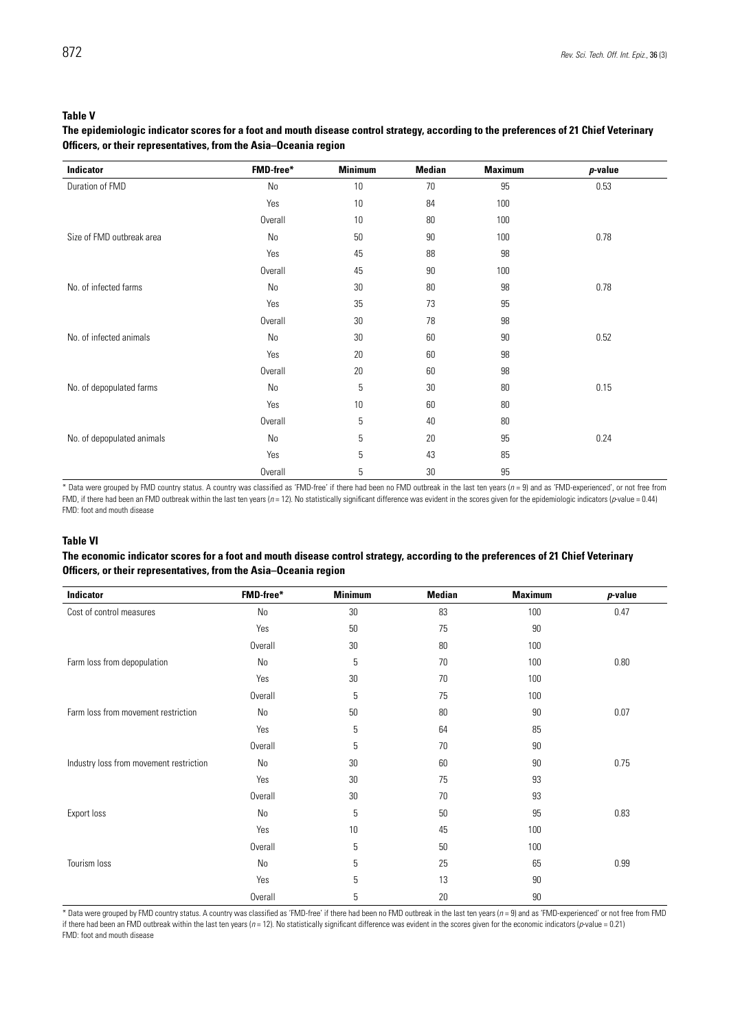**Table V**

**The epidemiologic indicator scores for a foot and mouth disease control strategy, according to the preferences of 21 Chief Veterinary Officers, or their representatives, from the Asia–Oceania region**

| Indicator | FMD-free* | Minimum | Median | Maximum | *p*-value |
|---|---|---|---|---|---|
| Duration of FMD | No | 10 | 70 | 95 | 0.53 |
| | Yes | 10 | 84 | 100 | |
| | Overall | 10 | 80 | 100 | |
| Size of FMD outbreak area | No | 50 | 90 | 100 | 0.78 |
| | Yes | 45 | 88 | 98 | |
| | Overall | 45 | 90 | 100 | |
| No. of infected farms | No | 30 | 80 | 98 | 0.78 |
| | Yes | 35 | 73 | 95 | |
| | Overall | 30 | 78 | 98 | |
| No. of infected animals | No | 30 | 60 | 90 | 0.52 |
| | Yes | 20 | 60 | 98 | |
| | Overall | 20 | 60 | 98 | |
| No. of depopulated farms | No | 5 | 30 | 80 | 0.15 |
| | Yes | 10 | 60 | 80 | |
| | Overall | 5 | 40 | 80 | |
| No. of depopulated animals | No | 5 | 20 | 95 | 0.24 |
| | Yes | 5 | 43 | 85 | |
| | Overall | 5 | 30 | 95 | |

\* Data were grouped by FMD country status. A country was classified as 'FMD-free' if there had been no FMD outbreak in the last ten years ($n = 9$) and as 'FMD-experienced', or not free from FMD, if there had been an FMD outbreak within the last ten years ($n = 12$). No statistically significant difference was evident in the scores given for the epidemiologic indicators ($p$-value = 0.44)
FMD: foot and mouth disease

**Table VI**

**The economic indicator scores for a foot and mouth disease control strategy, according to the preferences of 21 Chief Veterinary Officers, or their representatives, from the Asia–Oceania region**

| Indicator | FMD-free* | Minimum | Median | Maximum | *p*-value |
|---|---|---|---|---|---|
| Cost of control measures | No | 30 | 83 | 100 | 0.47 |
| | Yes | 50 | 75 | 90 | |
| | Overall | 30 | 80 | 100 | |
| Farm loss from depopulation | No | 5 | 70 | 100 | 0.80 |
| | Yes | 30 | 70 | 100 | |
| | Overall | 5 | 75 | 100 | |
| Farm loss from movement restriction | No | 50 | 80 | 90 | 0.07 |
| | Yes | 5 | 64 | 85 | |
| | Overall | 5 | 70 | 90 | |
| Industry loss from movement restriction | No | 30 | 60 | 90 | 0.75 |
| | Yes | 30 | 75 | 93 | |
| | Overall | 30 | 70 | 93 | |
| Export loss | No | 5 | 50 | 95 | 0.83 |
| | Yes | 10 | 45 | 100 | |
| | Overall | 5 | 50 | 100 | |
| Tourism loss | No | 5 | 25 | 65 | 0.99 |
| | Yes | 5 | 13 | 90 | |
| | Overall | 5 | 20 | 90 | |

\* Data were grouped by FMD country status. A country was classified as 'FMD-free' if there had been no FMD outbreak in the last ten years ($n = 9$) and as 'FMD-experienced' or not free from FMD if there had been an FMD outbreak within the last ten years ($n = 12$). No statistically significant difference was evident in the scores given for the economic indicators ($p$-value = 0.21)
FMD: foot and mouth disease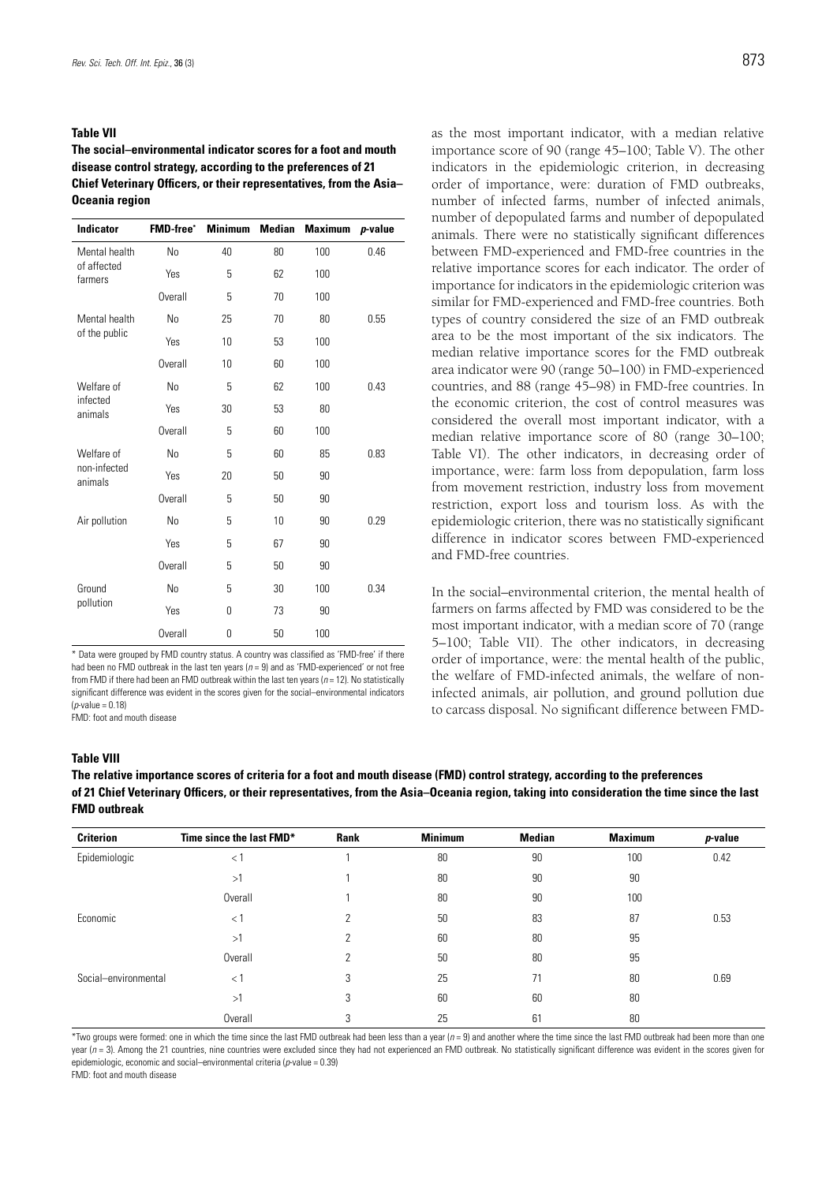**Table VII**

**The social–environmental indicator scores for a foot and mouth disease control strategy, according to the preferences of 21 Chief Veterinary Officers, or their representatives, from the Asia–Oceania region**

| Indicator | FMD-free* | Minimum | Median | Maximum | *p*-value |
|---|---|---|---|---|---|
| Mental health of affected farmers | No | 40 | 80 | 100 | 0.46 |
| | Yes | 5 | 62 | 100 | |
| | Overall | 5 | 70 | 100 | |
| Mental health of the public | No | 25 | 70 | 80 | 0.55 |
| | Yes | 10 | 53 | 100 | |
| | Overall | 10 | 60 | 100 | |
| Welfare of infected animals | No | 5 | 62 | 100 | 0.43 |
| | Yes | 30 | 53 | 80 | |
| | Overall | 5 | 60 | 100 | |
| Welfare of non-infected animals | No | 5 | 60 | 85 | 0.83 |
| | Yes | 20 | 50 | 90 | |
| | Overall | 5 | 50 | 90 | |
| Air pollution | No | 5 | 10 | 90 | 0.29 |
| | Yes | 5 | 67 | 90 | |
| | Overall | 5 | 50 | 90 | |
| Ground pollution | No | 5 | 30 | 100 | 0.34 |
| | Yes | 0 | 73 | 90 | |
| | Overall | 0 | 50 | 100 | |

\* Data were grouped by FMD country status. A country was classified as 'FMD-free' if there had been no FMD outbreak in the last ten years ($n = 9$) and as 'FMD-experienced' or not free from FMD if there had been an FMD outbreak within the last ten years ($n = 12$). No statistically significant difference was evident in the scores given for the social–environmental indicators ($p$-value = 0.18)

FMD: foot and mouth disease

as the most important indicator, with a median relative importance score of 90 (range 45–100; Table V). The other indicators in the epidemiologic criterion, in decreasing order of importance, were: duration of FMD outbreaks, number of infected farms, number of infected animals, number of depopulated farms and number of depopulated animals. There were no statistically significant differences between FMD-experienced and FMD-free countries in the relative importance scores for each indicator. The order of importance for indicators in the epidemiologic criterion was similar for FMD-experienced and FMD-free countries. Both types of country considered the size of an FMD outbreak area to be the most important of the six indicators. The median relative importance scores for the FMD outbreak area indicator were 90 (range 50–100) in FMD-experienced countries, and 88 (range 45–98) in FMD-free countries. In the economic criterion, the cost of control measures was considered the overall most important indicator, with a median relative importance score of 80 (range 30–100; Table VI). The other indicators, in decreasing order of importance, were: farm loss from depopulation, farm loss from movement restriction, industry loss from movement restriction, export loss and tourism loss. As with the epidemiologic criterion, there was no statistically significant difference in indicator scores between FMD-experienced and FMD-free countries.

In the social–environmental criterion, the mental health of farmers on farms affected by FMD was considered to be the most important indicator, with a median score of 70 (range 5–100; Table VII). The other indicators, in decreasing order of importance, were: the mental health of the public, the welfare of FMD-infected animals, the welfare of non-infected animals, air pollution, and ground pollution due to carcass disposal. No significant difference between FMD-

**Table VIII**

**The relative importance scores of criteria for a foot and mouth disease (FMD) control strategy, according to the preferences of 21 Chief Veterinary Officers, or their representatives, from the Asia–Oceania region, taking into consideration the time since the last FMD outbreak**

| Criterion | Time since the last FMD* | Rank | Minimum | Median | Maximum | *p*-value |
|---|---|---|---|---|---|---|
| Epidemiologic | < 1 | 1 | 80 | 90 | 100 | 0.42 |
| | >1 | 1 | 80 | 90 | 90 | |
| | Overall | 1 | 80 | 90 | 100 | |
| Economic | < 1 | 2 | 50 | 83 | 87 | 0.53 |
| | >1 | 2 | 60 | 80 | 95 | |
| | Overall | 2 | 50 | 80 | 95 | |
| Social–environmental | < 1 | 3 | 25 | 71 | 80 | 0.69 |
| | >1 | 3 | 60 | 60 | 80 | |
| | Overall | 3 | 25 | 61 | 80 | |

\*Two groups were formed: one in which the time since the last FMD outbreak had been less than a year ($n = 9$) and another where the time since the last FMD outbreak had been more than one year ($n = 3$). Among the 21 countries, nine countries were excluded since they had not experienced an FMD outbreak. No statistically significant difference was evident in the scores given for epidemiologic, economic and social–environmental criteria ($p$-value = 0.39)

FMD: foot and mouth disease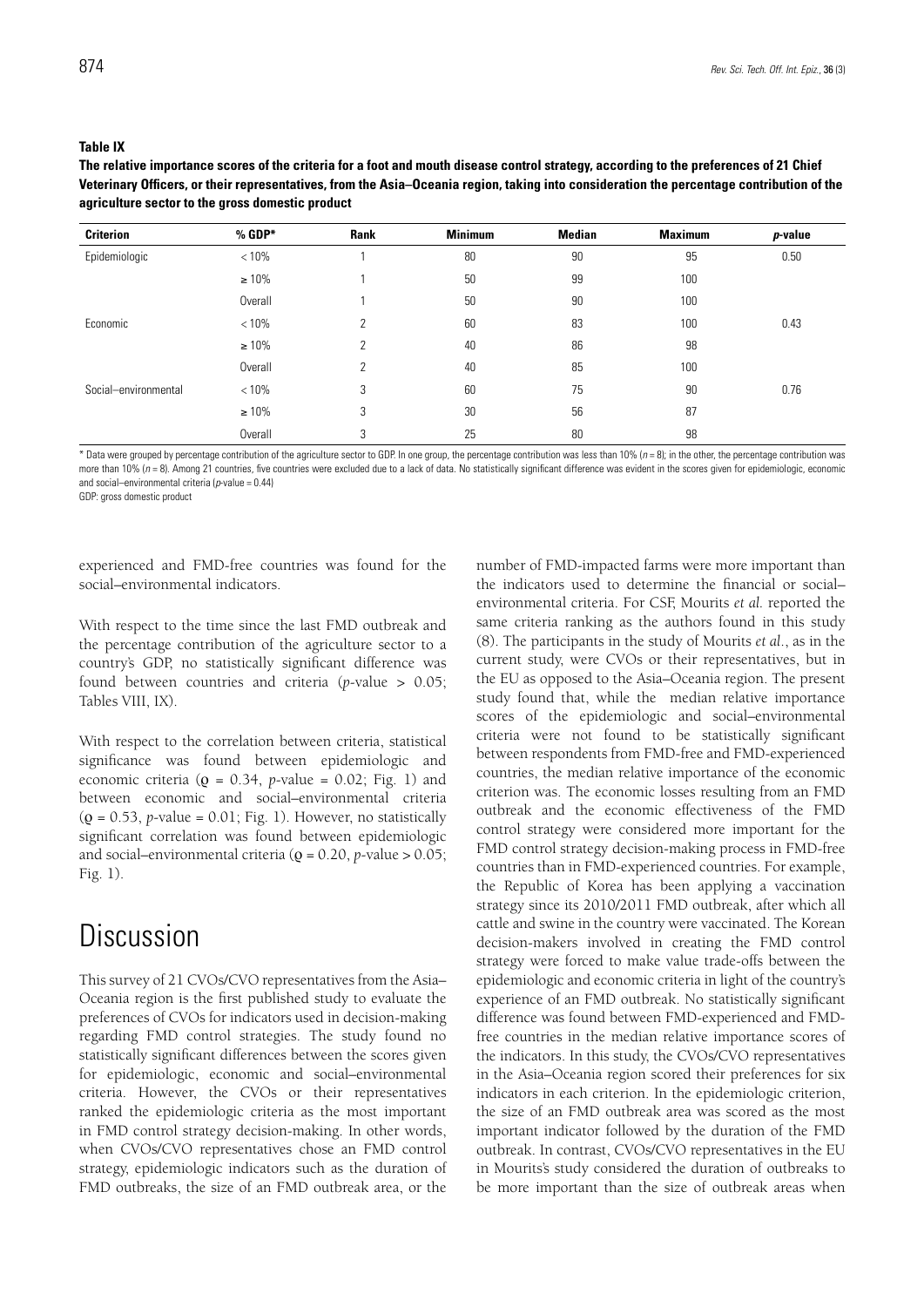**Table IX**

**The relative importance scores of the criteria for a foot and mouth disease control strategy, according to the preferences of 21 Chief Veterinary Officers, or their representatives, from the Asia–Oceania region, taking into consideration the percentage contribution of the agriculture sector to the gross domestic product**

| Criterion | % GDP* | Rank | Minimum | Median | Maximum | *p*-value |
|---|---|---|---|---|---|---|
| Epidemiologic | < 10% | 1 | 80 | 90 | 95 | 0.50 |
| | ≥ 10% | 1 | 50 | 99 | 100 | |
| | Overall | 1 | 50 | 90 | 100 | |
| Economic | < 10% | 2 | 60 | 83 | 100 | 0.43 |
| | ≥ 10% | 2 | 40 | 86 | 98 | |
| | Overall | 2 | 40 | 85 | 100 | |
| Social–environmental | < 10% | 3 | 60 | 75 | 90 | 0.76 |
| | ≥ 10% | 3 | 30 | 56 | 87 | |
| | Overall | 3 | 25 | 80 | 98 | |

\* Data were grouped by percentage contribution of the agriculture sector to GDP. In one group, the percentage contribution was less than 10% ($n = 8$); in the other, the percentage contribution was more than 10% ($n = 8$). Among 21 countries, five countries were excluded due to a lack of data. No statistically significant difference was evident in the scores given for epidemiologic, economic and social–environmental criteria (*p*-value = 0.44)

GDP: gross domestic product

experienced and FMD-free countries was found for the social–environmental indicators.

With respect to the time since the last FMD outbreak and the percentage contribution of the agriculture sector to a country's GDP, no statistically significant difference was found between countries and criteria (*p*-value > 0.05; Tables VIII, IX).

With respect to the correlation between criteria, statistical significance was found between epidemiologic and economic criteria ($\varrho = 0.34$, *p*-value = 0.02; Fig. 1) and between economic and social–environmental criteria ($\varrho = 0.53$, *p*-value = 0.01; Fig. 1). However, no statistically significant correlation was found between epidemiologic and social–environmental criteria ($\varrho = 0.20$, *p*-value > 0.05; Fig. 1).

# Discussion

This survey of 21 CVOs/CVO representatives from the Asia–Oceania region is the first published study to evaluate the preferences of CVOs for indicators used in decision-making regarding FMD control strategies. The study found no statistically significant differences between the scores given for epidemiologic, economic and social–environmental criteria. However, the CVOs or their representatives ranked the epidemiologic criteria as the most important in FMD control strategy decision-making. In other words, when CVOs/CVO representatives chose an FMD control strategy, epidemiologic indicators such as the duration of FMD outbreaks, the size of an FMD outbreak area, or the number of FMD-impacted farms were more important than the indicators used to determine the financial or social–environmental criteria. For CSF, Mourits *et al.* reported the same criteria ranking as the authors found in this study (8). The participants in the study of Mourits *et al.*, as in the current study, were CVOs or their representatives, but in the EU as opposed to the Asia–Oceania region. The present study found that, while the median relative importance scores of the epidemiologic and social–environmental criteria were not found to be statistically significant between respondents from FMD-free and FMD-experienced countries, the median relative importance of the economic criterion was. The economic losses resulting from an FMD outbreak and the economic effectiveness of the FMD control strategy were considered more important for the FMD control strategy decision-making process in FMD-free countries than in FMD-experienced countries. For example, the Republic of Korea has been applying a vaccination strategy since its 2010/2011 FMD outbreak, after which all cattle and swine in the country were vaccinated. The Korean decision-makers involved in creating the FMD control strategy were forced to make value trade-offs between the epidemiologic and economic criteria in light of the country's experience of an FMD outbreak. No statistically significant difference was found between FMD-experienced and FMD-free countries in the median relative importance scores of the indicators. In this study, the CVOs/CVO representatives in the Asia–Oceania region scored their preferences for six indicators in each criterion. In the epidemiologic criterion, the size of an FMD outbreak area was scored as the most important indicator followed by the duration of the FMD outbreak. In contrast, CVOs/CVO representatives in the EU in Mourits's study considered the duration of outbreaks to be more important than the size of outbreak areas when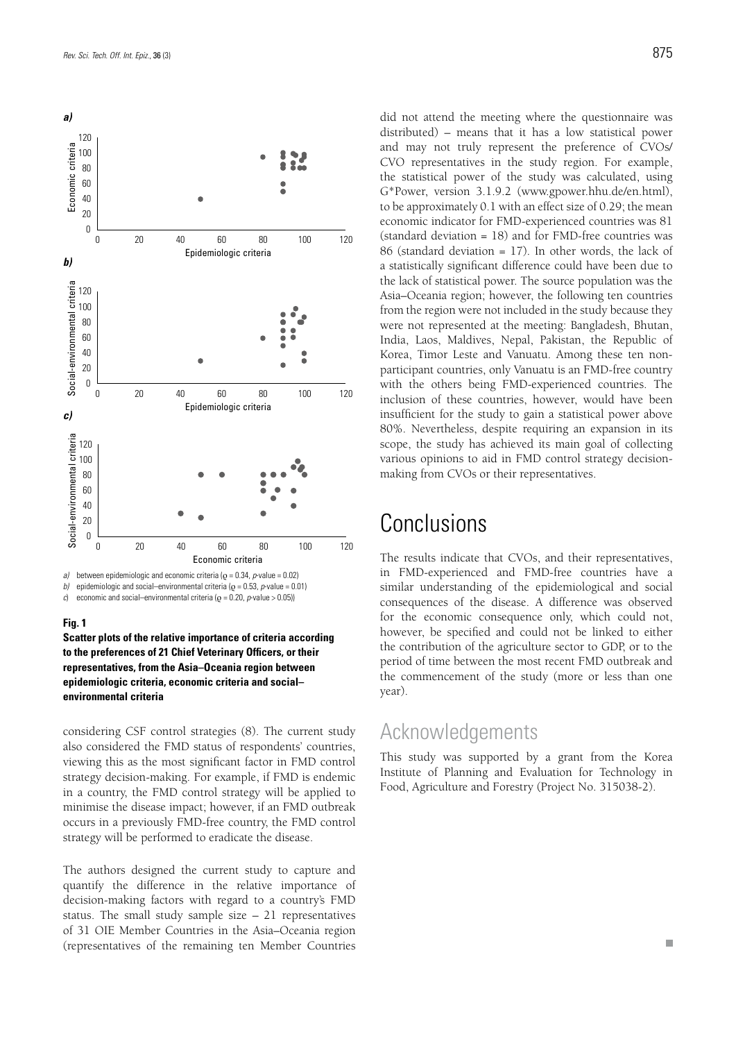*a)* between epidemiologic and economic criteria ($\varrho$ = 0.34, *p*-value = 0.02)
*b)* epidemiologic and social–environmental criteria ($\varrho$ = 0.53, *p*-value = 0.01)
*c)* economic and social–environmental criteria ($\varrho$ = 0.20, *p*-value > 0.05))

**Fig. 1**

**Scatter plots of the relative importance of criteria according to the preferences of 21 Chief Veterinary Officers, or their representatives, from the Asia–Oceania region between epidemiologic criteria, economic criteria and social–environmental criteria**

considering CSF control strategies (8). The current study also considered the FMD status of respondents' countries, viewing this as the most significant factor in FMD control strategy decision-making. For example, if FMD is endemic in a country, the FMD control strategy will be applied to minimise the disease impact; however, if an FMD outbreak occurs in a previously FMD-free country, the FMD control strategy will be performed to eradicate the disease.

The authors designed the current study to capture and quantify the difference in the relative importance of decision-making factors with regard to a country's FMD status. The small study sample size – 21 representatives of 31 OIE Member Countries in the Asia–Oceania region (representatives of the remaining ten Member Countries did not attend the meeting where the questionnaire was distributed) – means that it has a low statistical power and may not truly represent the preference of CVOs/CVO representatives in the study region. For example, the statistical power of the study was calculated, using G\*Power, version 3.1.9.2 (www.gpower.hhu.de/en.html), to be approximately 0.1 with an effect size of 0.29; the mean economic indicator for FMD-experienced countries was 81 (standard deviation = 18) and for FMD-free countries was 86 (standard deviation = 17). In other words, the lack of a statistically significant difference could have been due to the lack of statistical power. The source population was the Asia–Oceania region; however, the following ten countries from the region were not included in the study because they were not represented at the meeting: Bangladesh, Bhutan, India, Laos, Maldives, Nepal, Pakistan, the Republic of Korea, Timor Leste and Vanuatu. Among these ten non-participant countries, only Vanuatu is an FMD-free country with the others being FMD-experienced countries. The inclusion of these countries, however, would have been insufficient for the study to gain a statistical power above 80%. Nevertheless, despite requiring an expansion in its scope, the study has achieved its main goal of collecting various opinions to aid in FMD control strategy decision-making from CVOs or their representatives.

# Conclusions

The results indicate that CVOs, and their representatives, in FMD-experienced and FMD-free countries have a similar understanding of the epidemiological and social consequences of the disease. A difference was observed for the economic consequence only, which could not, however, be specified and could not be linked to either the contribution of the agriculture sector to GDP, or to the period of time between the most recent FMD outbreak and the commencement of the study (more or less than one year).

## Acknowledgements

This study was supported by a grant from the Korea Institute of Planning and Evaluation for Technology in Food, Agriculture and Forestry (Project No. 315038-2).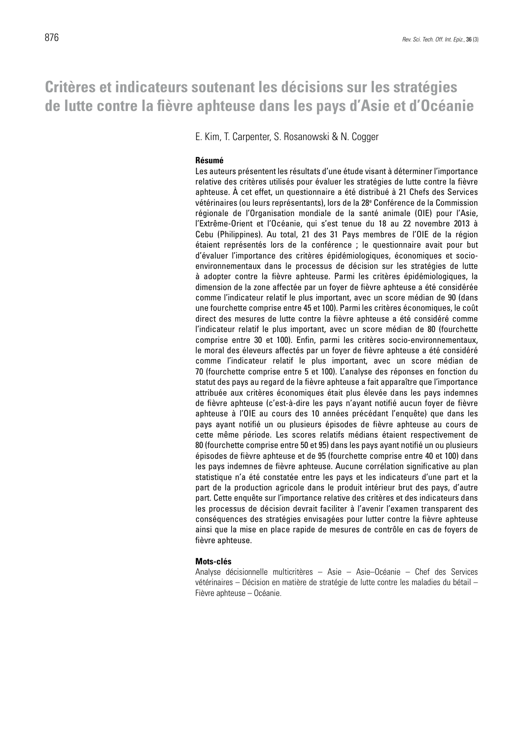# Critères et indicateurs soutenant les décisions sur les stratégies de lutte contre la fièvre aphteuse dans les pays d'Asie et d'Océanie

E. Kim, T. Carpenter, S. Rosanowski & N. Cogger

### Résumé

Les auteurs présentent les résultats d'une étude visant à déterminer l'importance relative des critères utilisés pour évaluer les stratégies de lutte contre la fièvre aphteuse. À cet effet, un questionnaire a été distribué à 21 Chefs des Services vétérinaires (ou leurs représentants), lors de la 28e Conférence de la Commission régionale de l'Organisation mondiale de la santé animale (OIE) pour l'Asie, l'Extrême-Orient et l'Océanie, qui s'est tenue du 18 au 22 novembre 2013 à Cebu (Philippines). Au total, 21 des 31 Pays membres de l'OIE de la région étaient représentés lors de la conférence ; le questionnaire avait pour but d'évaluer l'importance des critères épidémiologiques, économiques et socio-environnementaux dans le processus de décision sur les stratégies de lutte à adopter contre la fièvre aphteuse. Parmi les critères épidémiologiques, la dimension de la zone affectée par un foyer de fièvre aphteuse a été considérée comme l'indicateur relatif le plus important, avec un score médian de 90 (dans une fourchette comprise entre 45 et 100). Parmi les critères économiques, le coût direct des mesures de lutte contre la fièvre aphteuse a été considéré comme l'indicateur relatif le plus important, avec un score médian de 80 (fourchette comprise entre 30 et 100). Enfin, parmi les critères socio-environnementaux, le moral des éleveurs affectés par un foyer de fièvre aphteuse a été considéré comme l'indicateur relatif le plus important, avec un score médian de 70 (fourchette comprise entre 5 et 100). L'analyse des réponses en fonction du statut des pays au regard de la fièvre aphteuse a fait apparaître que l'importance attribuée aux critères économiques était plus élevée dans les pays indemnes de fièvre aphteuse (c'est-à-dire les pays n'ayant notifié aucun foyer de fièvre aphteuse à l'OIE au cours des 10 années précédant l'enquête) que dans les pays ayant notifié un ou plusieurs épisodes de fièvre aphteuse au cours de cette même période. Les scores relatifs médians étaient respectivement de 80 (fourchette comprise entre 50 et 95) dans les pays ayant notifié un ou plusieurs épisodes de fièvre aphteuse et de 95 (fourchette comprise entre 40 et 100) dans les pays indemnes de fièvre aphteuse. Aucune corrélation significative au plan statistique n'a été constatée entre les pays et les indicateurs d'une part et la part de la production agricole dans le produit intérieur brut des pays, d'autre part. Cette enquête sur l'importance relative des critères et des indicateurs dans les processus de décision devrait faciliter à l'avenir l'examen transparent des conséquences des stratégies envisagées pour lutter contre la fièvre aphteuse ainsi que la mise en place rapide de mesures de contrôle en cas de foyers de fièvre aphteuse.

### Mots-clés

Analyse décisionnelle multicritères – Asie – Asie–Océanie – Chef des Services vétérinaires – Décision en matière de stratégie de lutte contre les maladies du bétail – Fièvre aphteuse – Océanie.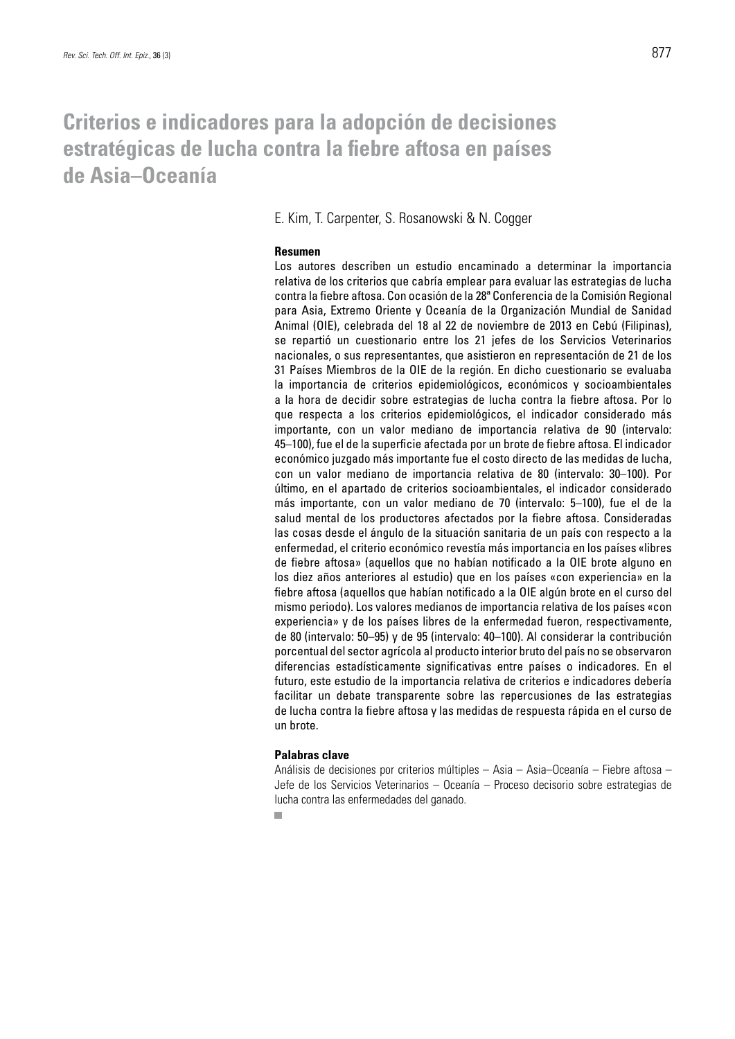# Criterios e indicadores para la adopción de decisiones estratégicas de lucha contra la fiebre aftosa en países de Asia–Oceanía

E. Kim, T. Carpenter, S. Rosanowski & N. Cogger

### Resumen

Los autores describen un estudio encaminado a determinar la importancia relativa de los criterios que cabría emplear para evaluar las estrategias de lucha contra la fiebre aftosa. Con ocasión de la 28ª Conferencia de la Comisión Regional para Asia, Extremo Oriente y Oceanía de la Organización Mundial de Sanidad Animal (OIE), celebrada del 18 al 22 de noviembre de 2013 en Cebú (Filipinas), se repartió un cuestionario entre los 21 jefes de los Servicios Veterinarios nacionales, o sus representantes, que asistieron en representación de 21 de los 31 Países Miembros de la OIE de la región. En dicho cuestionario se evaluaba la importancia de criterios epidemiológicos, económicos y socioambientales a la hora de decidir sobre estrategias de lucha contra la fiebre aftosa. Por lo que respecta a los criterios epidemiológicos, el indicador considerado más importante, con un valor mediano de importancia relativa de 90 (intervalo: 45–100), fue el de la superficie afectada por un brote de fiebre aftosa. El indicador económico juzgado más importante fue el costo directo de las medidas de lucha, con un valor mediano de importancia relativa de 80 (intervalo: 30–100). Por último, en el apartado de criterios socioambientales, el indicador considerado más importante, con un valor mediano de 70 (intervalo: 5–100), fue el de la salud mental de los productores afectados por la fiebre aftosa. Consideradas las cosas desde el ángulo de la situación sanitaria de un país con respecto a la enfermedad, el criterio económico revestía más importancia en los países «libres de fiebre aftosa» (aquellos que no habían notificado a la OIE brote alguno en los diez años anteriores al estudio) que en los países «con experiencia» en la fiebre aftosa (aquellos que habían notificado a la OIE algún brote en el curso del mismo periodo). Los valores medianos de importancia relativa de los países «con experiencia» y de los países libres de la enfermedad fueron, respectivamente, de 80 (intervalo: 50–95) y de 95 (intervalo: 40–100). Al considerar la contribución porcentual del sector agrícola al producto interior bruto del país no se observaron diferencias estadísticamente significativas entre países o indicadores. En el futuro, este estudio de la importancia relativa de criterios e indicadores debería facilitar un debate transparente sobre las repercusiones de las estrategias de lucha contra la fiebre aftosa y las medidas de respuesta rápida en el curso de un brote.

### Palabras clave

Análisis de decisiones por criterios múltiples – Asia – Asia–Oceanía – Fiebre aftosa – Jefe de los Servicios Veterinarios – Oceanía – Proceso decisorio sobre estrategias de lucha contra las enfermedades del ganado.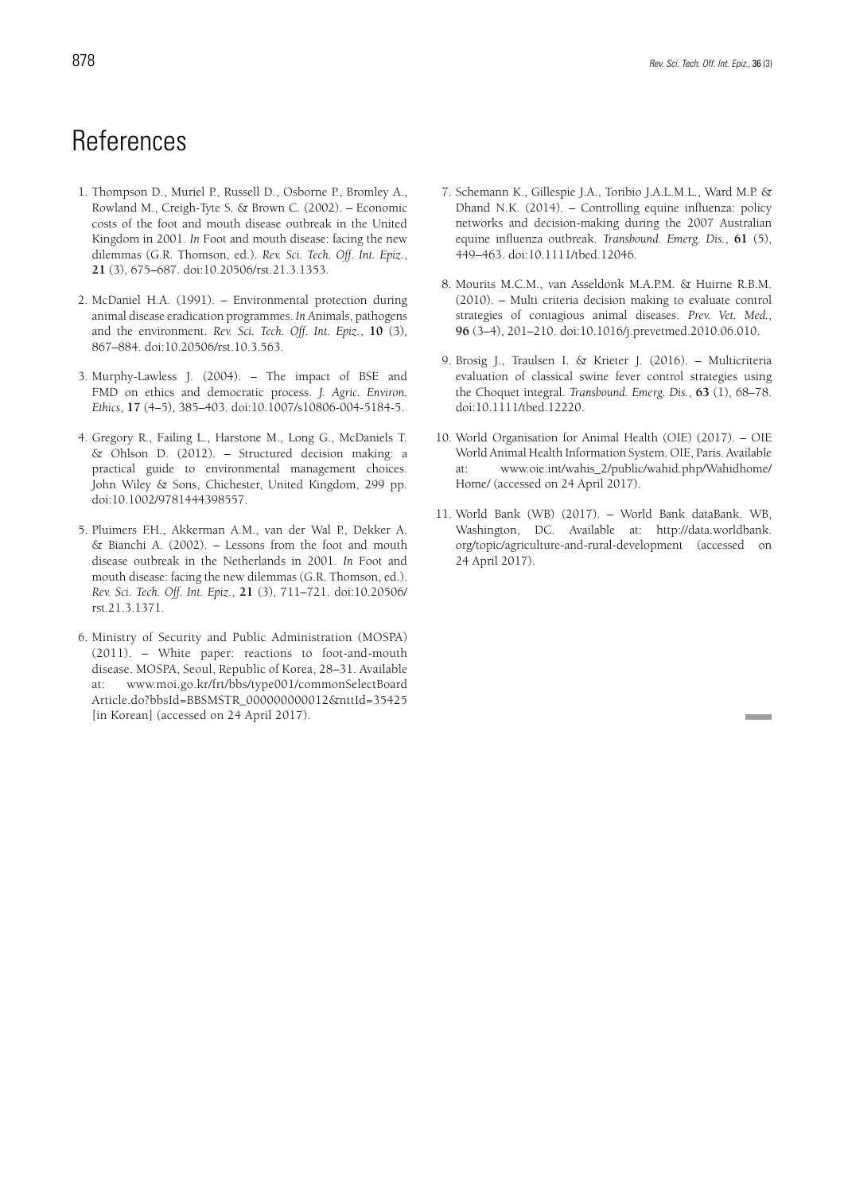# References

1. Thompson D., Muriel P., Russell D., Osborne P., Bromley A., Rowland M., Creigh-Tyte S. & Brown C. (2002). – Economic costs of the foot and mouth disease outbreak in the United Kingdom in 2001. *In* Foot and mouth disease: facing the new dilemmas (G.R. Thomson, ed.). *Rev. Sci. Tech. Off. Int. Epiz.*, **21** (3), 675–687. doi:10.20506/rst.21.3.1353.

2. McDaniel H.A. (1991). – Environmental protection during animal disease eradication programmes. *In* Animals, pathogens and the environment. *Rev. Sci. Tech. Off. Int. Epiz.*, **10** (3), 867–884. doi:10.20506/rst.10.3.563.

3. Murphy-Lawless J. (2004). – The impact of BSE and FMD on ethics and democratic process. *J. Agric. Environ. Ethics*, **17** (4–5), 385–403. doi:10.1007/s10806-004-5184-5.

4. Gregory R., Failing L., Harstone M., Long G., McDaniels T. & Ohlson D. (2012). – Structured decision making: a practical guide to environmental management choices. John Wiley & Sons, Chichester, United Kingdom, 299 pp. doi:10.1002/9781444398557.

5. Pluimers F.H., Akkerman A.M., van der Wal P., Dekker A. & Bianchi A. (2002). – Lessons from the foot and mouth disease outbreak in the Netherlands in 2001. *In* Foot and mouth disease: facing the new dilemmas (G.R. Thomson, ed.). *Rev. Sci. Tech. Off. Int. Epiz.*, **21** (3), 711–721. doi:10.20506/rst.21.3.1371.

6. Ministry of Security and Public Administration (MOSPA) (2011). – White paper: reactions to foot-and-mouth disease. MOSPA, Seoul, Republic of Korea, 28–31. Available at: www.moi.go.kr/frt/bbs/type001/commonSelectBoardArticle.do?bbsId=BBSMSTR_000000000012&nttId=35425 [in Korean] (accessed on 24 April 2017).

7. Schemann K., Gillespie J.A., Toribio J.A.L.M.L., Ward M.P. & Dhand N.K. (2014). – Controlling equine influenza: policy networks and decision-making during the 2007 Australian equine influenza outbreak. *Transbound. Emerg. Dis.*, **61** (5), 449–463. doi:10.1111/tbed.12046.

8. Mourits M.C.M., van Asseldonk M.A.P.M. & Huirne R.B.M. (2010). – Multi criteria decision making to evaluate control strategies of contagious animal diseases. *Prev. Vet. Med.*, **96** (3–4), 201–210. doi:10.1016/j.prevetmed.2010.06.010.

9. Brosig J., Traulsen I. & Krieter J. (2016). – Multicriteria evaluation of classical swine fever control strategies using the Choquet integral. *Transbound. Emerg. Dis.*, **63** (1), 68–78. doi:10.1111/tbed.12220.

10. World Organisation for Animal Health (OIE) (2017). – OIE World Animal Health Information System. OIE, Paris. Available at: www.oie.int/wahis_2/public/wahid.php/Wahidhome/Home/ (accessed on 24 April 2017).

11. World Bank (WB) (2017). – World Bank dataBank. WB, Washington, DC. Available at: http://data.worldbank.org/topic/agriculture-and-rural-development (accessed on 24 April 2017).